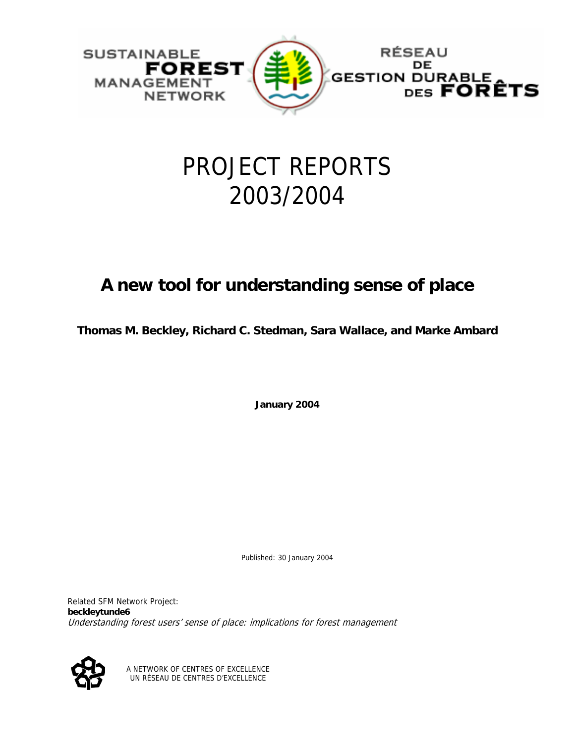SUSTAINABLE FOREST MANAGEMENT NETWORK

RÉSEAU DE GESTION DURABLE DES FORÊTS

# PROJECT REPORTS 2003/2004

## A new tool for understanding sense of place

**Thomas M. Beckley, Richard C. Stedman, Sara Wallace, and Marke Ambard**

**January 2004**

Published: 30 January 2004

Related SFM Network Project:
**beckleytunde6**
*Understanding forest users' sense of place: implications for forest management*

A NETWORK OF CENTRES OF EXCELLENCE
UN RÉSEAU DE CENTRES D'EXCELLENCE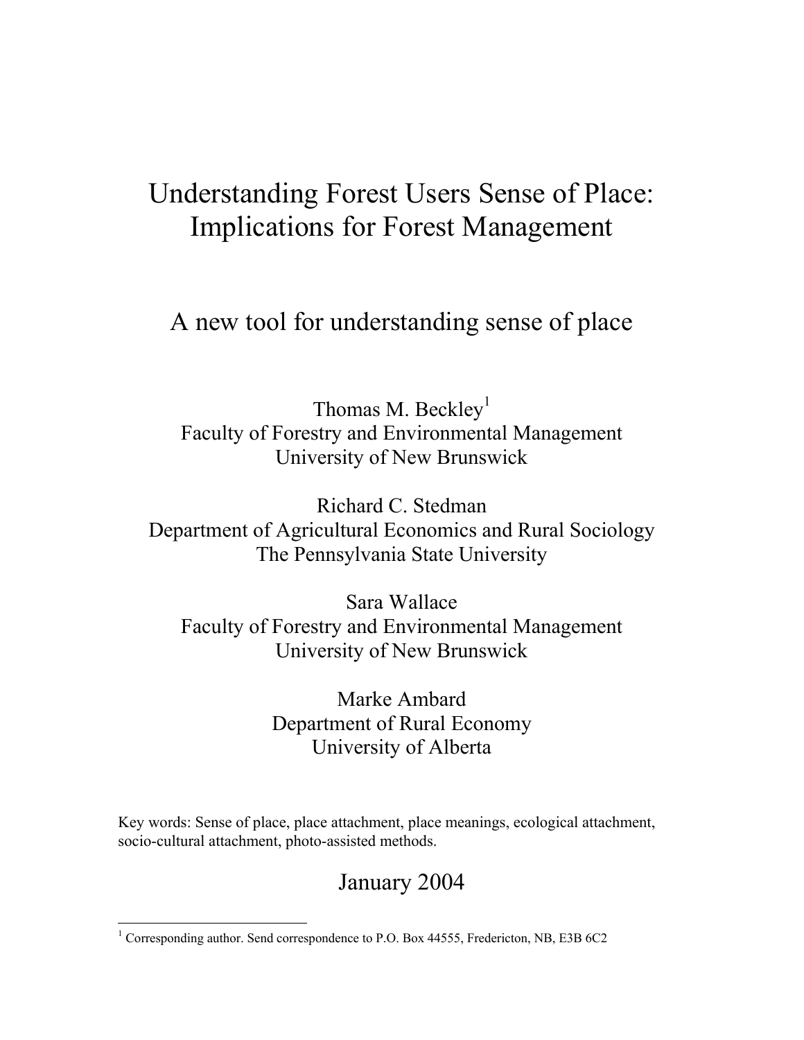# Understanding Forest Users Sense of Place: Implications for Forest Management

## A new tool for understanding sense of place

Thomas M. Beckley[1]
Faculty of Forestry and Environmental Management
University of New Brunswick

Richard C. Stedman
Department of Agricultural Economics and Rural Sociology
The Pennsylvania State University

Sara Wallace
Faculty of Forestry and Environmental Management
University of New Brunswick

Marke Ambard
Department of Rural Economy
University of Alberta

Key words: Sense of place, place attachment, place meanings, ecological attachment, socio-cultural attachment, photo-assisted methods.

January 2004

[1] Corresponding author. Send correspondence to P.O. Box 44555, Fredericton, NB, E3B 6C2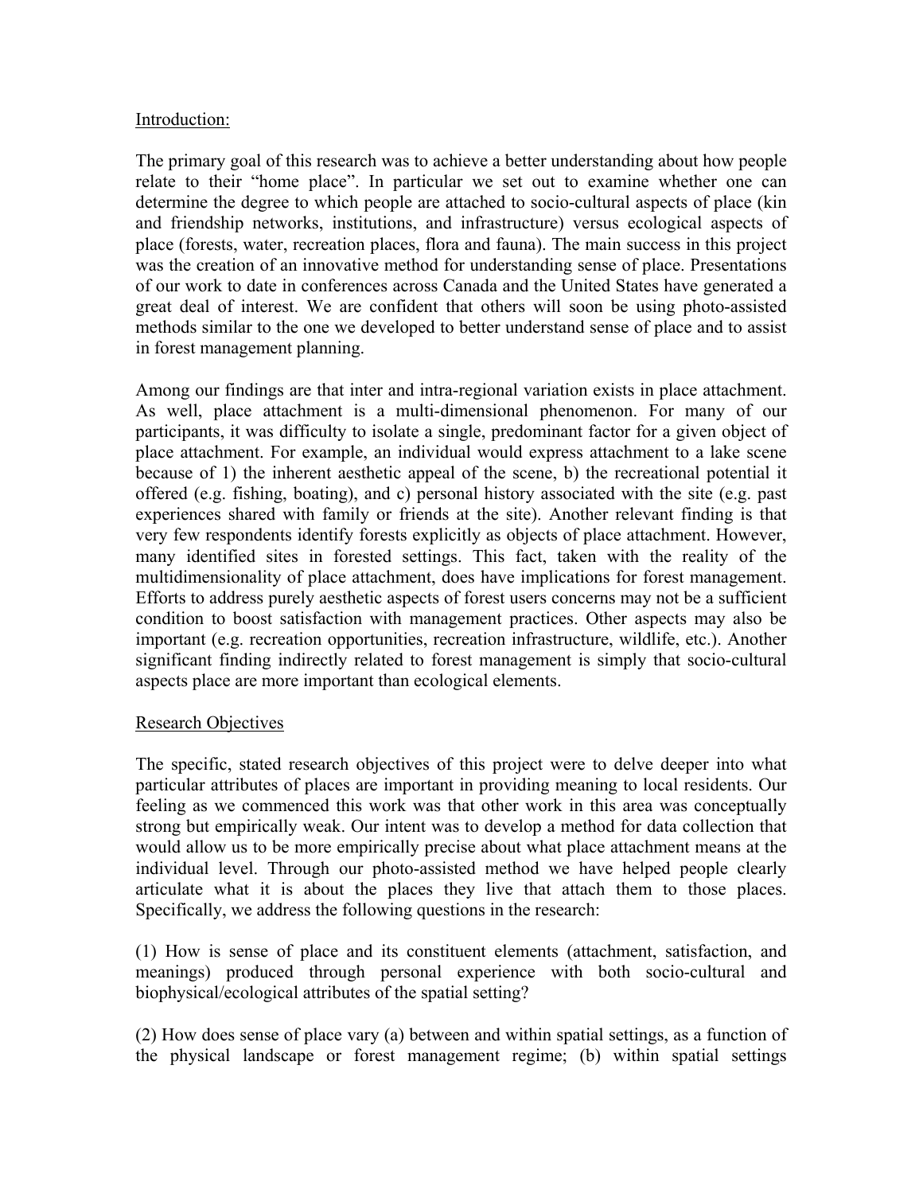Introduction:

The primary goal of this research was to achieve a better understanding about how people relate to their "home place". In particular we set out to examine whether one can determine the degree to which people are attached to socio-cultural aspects of place (kin and friendship networks, institutions, and infrastructure) versus ecological aspects of place (forests, water, recreation places, flora and fauna). The main success in this project was the creation of an innovative method for understanding sense of place. Presentations of our work to date in conferences across Canada and the United States have generated a great deal of interest. We are confident that others will soon be using photo-assisted methods similar to the one we developed to better understand sense of place and to assist in forest management planning.

Among our findings are that inter and intra-regional variation exists in place attachment. As well, place attachment is a multi-dimensional phenomenon. For many of our participants, it was difficulty to isolate a single, predominant factor for a given object of place attachment. For example, an individual would express attachment to a lake scene because of 1) the inherent aesthetic appeal of the scene, b) the recreational potential it offered (e.g. fishing, boating), and c) personal history associated with the site (e.g. past experiences shared with family or friends at the site). Another relevant finding is that very few respondents identify forests explicitly as objects of place attachment. However, many identified sites in forested settings. This fact, taken with the reality of the multidimensionality of place attachment, does have implications for forest management. Efforts to address purely aesthetic aspects of forest users concerns may not be a sufficient condition to boost satisfaction with management practices. Other aspects may also be important (e.g. recreation opportunities, recreation infrastructure, wildlife, etc.). Another significant finding indirectly related to forest management is simply that socio-cultural aspects place are more important than ecological elements.

Research Objectives

The specific, stated research objectives of this project were to delve deeper into what particular attributes of places are important in providing meaning to local residents. Our feeling as we commenced this work was that other work in this area was conceptually strong but empirically weak. Our intent was to develop a method for data collection that would allow us to be more empirically precise about what place attachment means at the individual level. Through our photo-assisted method we have helped people clearly articulate what it is about the places they live that attach them to those places. Specifically, we address the following questions in the research:

(1) How is sense of place and its constituent elements (attachment, satisfaction, and meanings) produced through personal experience with both socio-cultural and biophysical/ecological attributes of the spatial setting?

(2) How does sense of place vary (a) between and within spatial settings, as a function of the physical landscape or forest management regime; (b) within spatial settings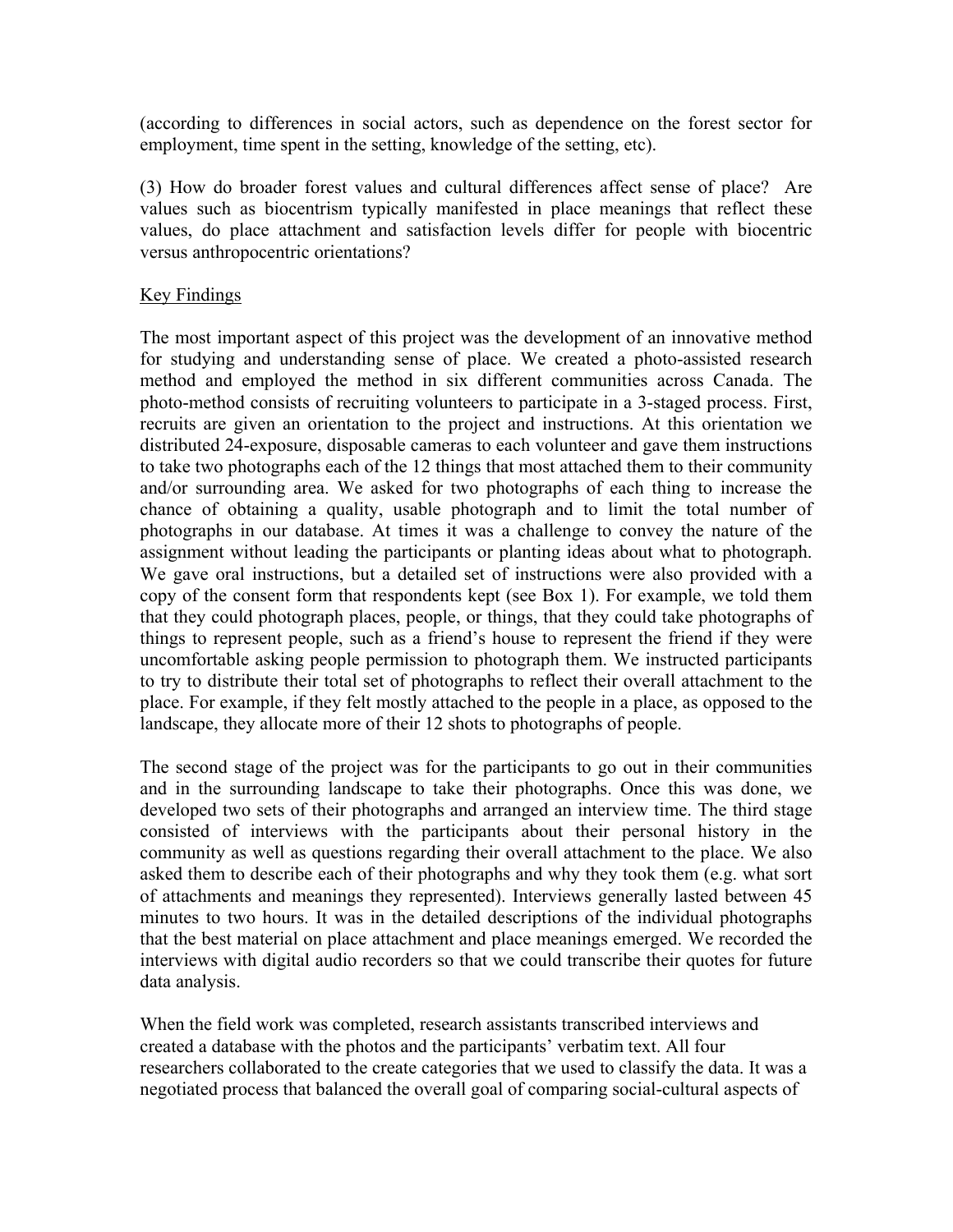(according to differences in social actors, such as dependence on the forest sector for employment, time spent in the setting, knowledge of the setting, etc).

(3) How do broader forest values and cultural differences affect sense of place? Are values such as biocentrism typically manifested in place meanings that reflect these values, do place attachment and satisfaction levels differ for people with biocentric versus anthropocentric orientations?

## Key Findings

The most important aspect of this project was the development of an innovative method for studying and understanding sense of place. We created a photo-assisted research method and employed the method in six different communities across Canada. The photo-method consists of recruiting volunteers to participate in a 3-staged process. First, recruits are given an orientation to the project and instructions. At this orientation we distributed 24-exposure, disposable cameras to each volunteer and gave them instructions to take two photographs each of the 12 things that most attached them to their community and/or surrounding area. We asked for two photographs of each thing to increase the chance of obtaining a quality, usable photograph and to limit the total number of photographs in our database. At times it was a challenge to convey the nature of the assignment without leading the participants or planting ideas about what to photograph. We gave oral instructions, but a detailed set of instructions were also provided with a copy of the consent form that respondents kept (see Box 1). For example, we told them that they could photograph places, people, or things, that they could take photographs of things to represent people, such as a friend's house to represent the friend if they were uncomfortable asking people permission to photograph them. We instructed participants to try to distribute their total set of photographs to reflect their overall attachment to the place. For example, if they felt mostly attached to the people in a place, as opposed to the landscape, they allocate more of their 12 shots to photographs of people.

The second stage of the project was for the participants to go out in their communities and in the surrounding landscape to take their photographs. Once this was done, we developed two sets of their photographs and arranged an interview time. The third stage consisted of interviews with the participants about their personal history in the community as well as questions regarding their overall attachment to the place. We also asked them to describe each of their photographs and why they took them (e.g. what sort of attachments and meanings they represented). Interviews generally lasted between 45 minutes to two hours. It was in the detailed descriptions of the individual photographs that the best material on place attachment and place meanings emerged. We recorded the interviews with digital audio recorders so that we could transcribe their quotes for future data analysis.

When the field work was completed, research assistants transcribed interviews and created a database with the photos and the participants' verbatim text. All four researchers collaborated to the create categories that we used to classify the data. It was a negotiated process that balanced the overall goal of comparing social-cultural aspects of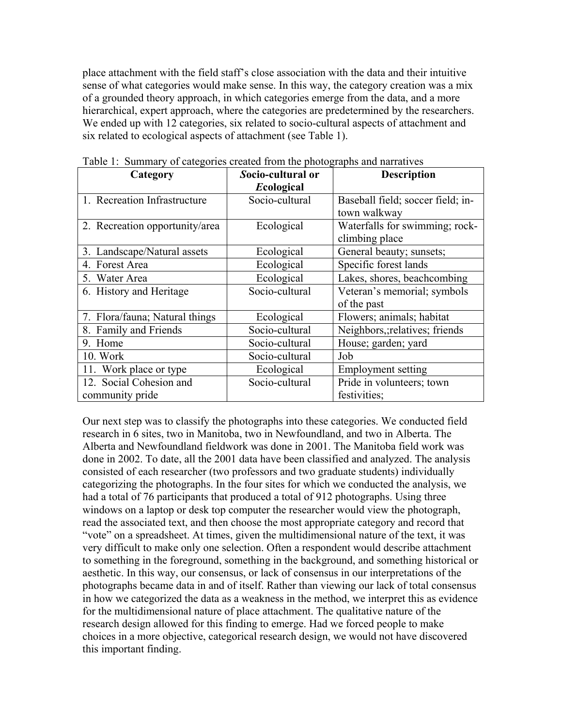place attachment with the field staff's close association with the data and their intuitive sense of what categories would make sense. In this way, the category creation was a mix of a grounded theory approach, in which categories emerge from the data, and a more hierarchical, expert approach, where the categories are predetermined by the researchers. We ended up with 12 categories, six related to socio-cultural aspects of attachment and six related to ecological aspects of attachment (see Table 1).

Table 1: Summary of categories created from the photographs and narratives

| Category | ***S**ocio-cultural or **E**cological* | Description |
|---|---|---|
| 1. Recreation Infrastructure | Socio-cultural | Baseball field; soccer field; in-town walkway |
| 2. Recreation opportunity/area | Ecological | Waterfalls for swimming; rock-climbing place |
| 3. Landscape/Natural assets | Ecological | General beauty; sunsets; |
| 4. Forest Area | Ecological | Specific forest lands |
| 5. Water Area | Ecological | Lakes, shores, beachcombing |
| 6. History and Heritage | Socio-cultural | Veteran's memorial; symbols of the past |
| 7. Flora/fauna; Natural things | Ecological | Flowers; animals; habitat |
| 8. Family and Friends | Socio-cultural | Neighbors,;relatives; friends |
| 9. Home | Socio-cultural | House; garden; yard |
| 10. Work | Socio-cultural | Job |
| 11. Work place or type | Ecological | Employment setting |
| 12. Social Cohesion and community pride | Socio-cultural | Pride in volunteers; town festivities; |

Our next step was to classify the photographs into these categories. We conducted field research in 6 sites, two in Manitoba, two in Newfoundland, and two in Alberta. The Alberta and Newfoundland fieldwork was done in 2001. The Manitoba field work was done in 2002. To date, all the 2001 data have been classified and analyzed. The analysis consisted of each researcher (two professors and two graduate students) individually categorizing the photographs. In the four sites for which we conducted the analysis, we had a total of 76 participants that produced a total of 912 photographs. Using three windows on a laptop or desk top computer the researcher would view the photograph, read the associated text, and then choose the most appropriate category and record that "vote" on a spreadsheet. At times, given the multidimensional nature of the text, it was very difficult to make only one selection. Often a respondent would describe attachment to something in the foreground, something in the background, and something historical or aesthetic. In this way, our consensus, or lack of consensus in our interpretations of the photographs became data in and of itself. Rather than viewing our lack of total consensus in how we categorized the data as a weakness in the method, we interpret this as evidence for the multidimensional nature of place attachment. The qualitative nature of the research design allowed for this finding to emerge. Had we forced people to make choices in a more objective, categorical research design, we would not have discovered this important finding.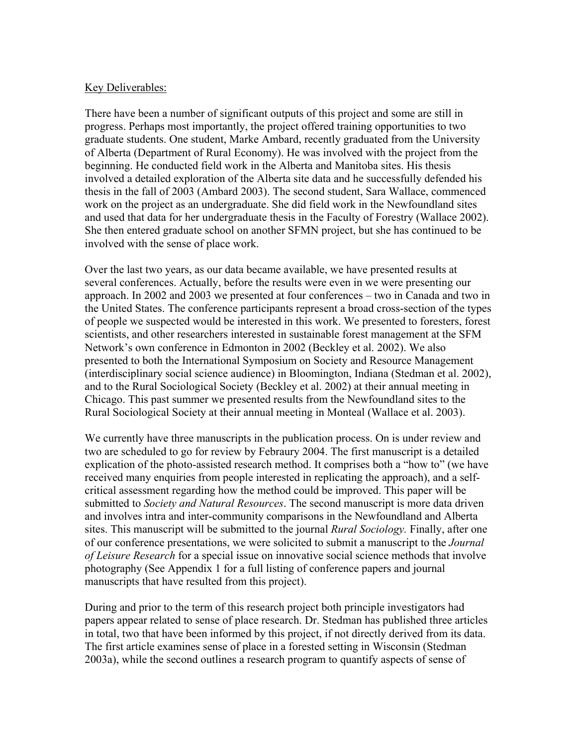Key Deliverables:

There have been a number of significant outputs of this project and some are still in progress. Perhaps most importantly, the project offered training opportunities to two graduate students. One student, Marke Ambard, recently graduated from the University of Alberta (Department of Rural Economy). He was involved with the project from the beginning. He conducted field work in the Alberta and Manitoba sites. His thesis involved a detailed exploration of the Alberta site data and he successfully defended his thesis in the fall of 2003 (Ambard 2003). The second student, Sara Wallace, commenced work on the project as an undergraduate. She did field work in the Newfoundland sites and used that data for her undergraduate thesis in the Faculty of Forestry (Wallace 2002). She then entered graduate school on another SFMN project, but she has continued to be involved with the sense of place work.

Over the last two years, as our data became available, we have presented results at several conferences. Actually, before the results were even in we were presenting our approach. In 2002 and 2003 we presented at four conferences – two in Canada and two in the United States. The conference participants represent a broad cross-section of the types of people we suspected would be interested in this work. We presented to foresters, forest scientists, and other researchers interested in sustainable forest management at the SFM Network's own conference in Edmonton in 2002 (Beckley et al. 2002). We also presented to both the International Symposium on Society and Resource Management (interdisciplinary social science audience) in Bloomington, Indiana (Stedman et al. 2002), and to the Rural Sociological Society (Beckley et al. 2002) at their annual meeting in Chicago. This past summer we presented results from the Newfoundland sites to the Rural Sociological Society at their annual meeting in Monteal (Wallace et al. 2003).

We currently have three manuscripts in the publication process. On is under review and two are scheduled to go for review by Febraury 2004. The first manuscript is a detailed explication of the photo-assisted research method. It comprises both a "how to" (we have received many enquiries from people interested in replicating the approach), and a self-critical assessment regarding how the method could be improved. This paper will be submitted to *Society and Natural Resources*. The second manuscript is more data driven and involves intra and inter-community comparisons in the Newfoundland and Alberta sites. This manuscript will be submitted to the journal *Rural Sociology.* Finally, after one of our conference presentations, we were solicited to submit a manuscript to the *Journal of Leisure Research* for a special issue on innovative social science methods that involve photography (See Appendix 1 for a full listing of conference papers and journal manuscripts that have resulted from this project).

During and prior to the term of this research project both principle investigators had papers appear related to sense of place research. Dr. Stedman has published three articles in total, two that have been informed by this project, if not directly derived from its data. The first article examines sense of place in a forested setting in Wisconsin (Stedman 2003a), while the second outlines a research program to quantify aspects of sense of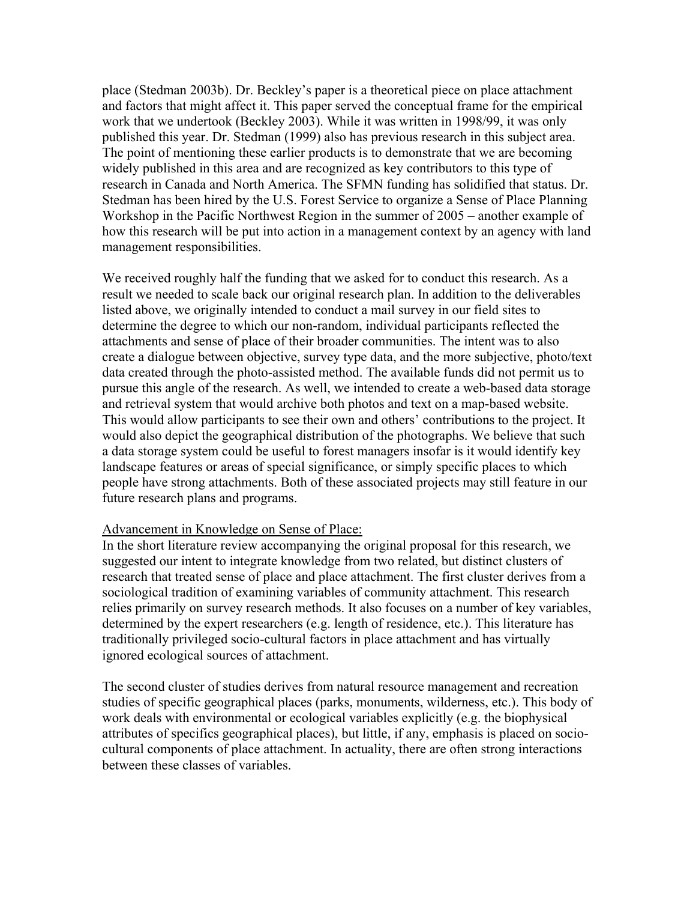place (Stedman 2003b). Dr. Beckley's paper is a theoretical piece on place attachment and factors that might affect it. This paper served the conceptual frame for the empirical work that we undertook (Beckley 2003). While it was written in 1998/99, it was only published this year. Dr. Stedman (1999) also has previous research in this subject area. The point of mentioning these earlier products is to demonstrate that we are becoming widely published in this area and are recognized as key contributors to this type of research in Canada and North America. The SFMN funding has solidified that status. Dr. Stedman has been hired by the U.S. Forest Service to organize a Sense of Place Planning Workshop in the Pacific Northwest Region in the summer of 2005 – another example of how this research will be put into action in a management context by an agency with land management responsibilities.

We received roughly half the funding that we asked for to conduct this research. As a result we needed to scale back our original research plan. In addition to the deliverables listed above, we originally intended to conduct a mail survey in our field sites to determine the degree to which our non-random, individual participants reflected the attachments and sense of place of their broader communities. The intent was to also create a dialogue between objective, survey type data, and the more subjective, photo/text data created through the photo-assisted method. The available funds did not permit us to pursue this angle of the research. As well, we intended to create a web-based data storage and retrieval system that would archive both photos and text on a map-based website. This would allow participants to see their own and others' contributions to the project. It would also depict the geographical distribution of the photographs. We believe that such a data storage system could be useful to forest managers insofar is it would identify key landscape features or areas of special significance, or simply specific places to which people have strong attachments. Both of these associated projects may still feature in our future research plans and programs.

<u>Advancement in Knowledge on Sense of Place:</u>

In the short literature review accompanying the original proposal for this research, we suggested our intent to integrate knowledge from two related, but distinct clusters of research that treated sense of place and place attachment. The first cluster derives from a sociological tradition of examining variables of community attachment. This research relies primarily on survey research methods. It also focuses on a number of key variables, determined by the expert researchers (e.g. length of residence, etc.). This literature has traditionally privileged socio-cultural factors in place attachment and has virtually ignored ecological sources of attachment.

The second cluster of studies derives from natural resource management and recreation studies of specific geographical places (parks, monuments, wilderness, etc.). This body of work deals with environmental or ecological variables explicitly (e.g. the biophysical attributes of specifics geographical places), but little, if any, emphasis is placed on socio-cultural components of place attachment. In actuality, there are often strong interactions between these classes of variables.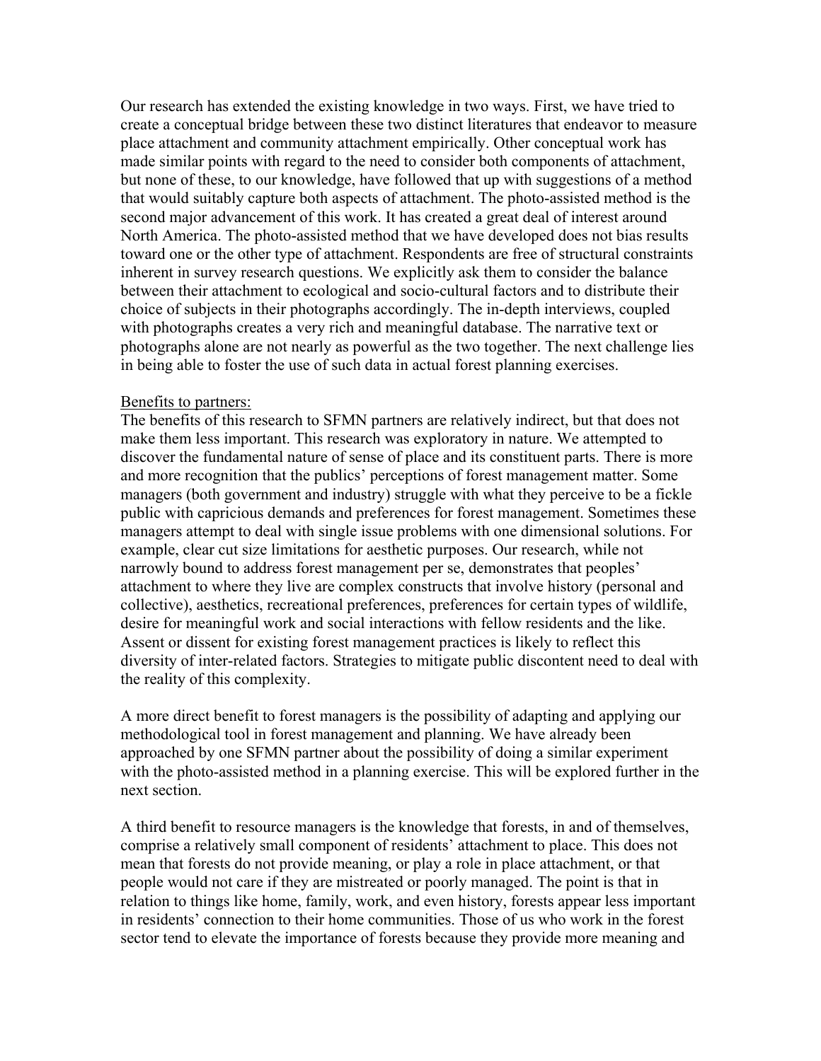Our research has extended the existing knowledge in two ways. First, we have tried to create a conceptual bridge between these two distinct literatures that endeavor to measure place attachment and community attachment empirically. Other conceptual work has made similar points with regard to the need to consider both components of attachment, but none of these, to our knowledge, have followed that up with suggestions of a method that would suitably capture both aspects of attachment. The photo-assisted method is the second major advancement of this work. It has created a great deal of interest around North America. The photo-assisted method that we have developed does not bias results toward one or the other type of attachment. Respondents are free of structural constraints inherent in survey research questions. We explicitly ask them to consider the balance between their attachment to ecological and socio-cultural factors and to distribute their choice of subjects in their photographs accordingly. The in-depth interviews, coupled with photographs creates a very rich and meaningful database. The narrative text or photographs alone are not nearly as powerful as the two together. The next challenge lies in being able to foster the use of such data in actual forest planning exercises.

<u>Benefits to partners:</u>

The benefits of this research to SFMN partners are relatively indirect, but that does not make them less important. This research was exploratory in nature. We attempted to discover the fundamental nature of sense of place and its constituent parts. There is more and more recognition that the publics' perceptions of forest management matter. Some managers (both government and industry) struggle with what they perceive to be a fickle public with capricious demands and preferences for forest management. Sometimes these managers attempt to deal with single issue problems with one dimensional solutions. For example, clear cut size limitations for aesthetic purposes. Our research, while not narrowly bound to address forest management per se, demonstrates that peoples' attachment to where they live are complex constructs that involve history (personal and collective), aesthetics, recreational preferences, preferences for certain types of wildlife, desire for meaningful work and social interactions with fellow residents and the like. Assent or dissent for existing forest management practices is likely to reflect this diversity of inter-related factors. Strategies to mitigate public discontent need to deal with the reality of this complexity.

A more direct benefit to forest managers is the possibility of adapting and applying our methodological tool in forest management and planning. We have already been approached by one SFMN partner about the possibility of doing a similar experiment with the photo-assisted method in a planning exercise. This will be explored further in the next section.

A third benefit to resource managers is the knowledge that forests, in and of themselves, comprise a relatively small component of residents' attachment to place. This does not mean that forests do not provide meaning, or play a role in place attachment, or that people would not care if they are mistreated or poorly managed. The point is that in relation to things like home, family, work, and even history, forests appear less important in residents' connection to their home communities. Those of us who work in the forest sector tend to elevate the importance of forests because they provide more meaning and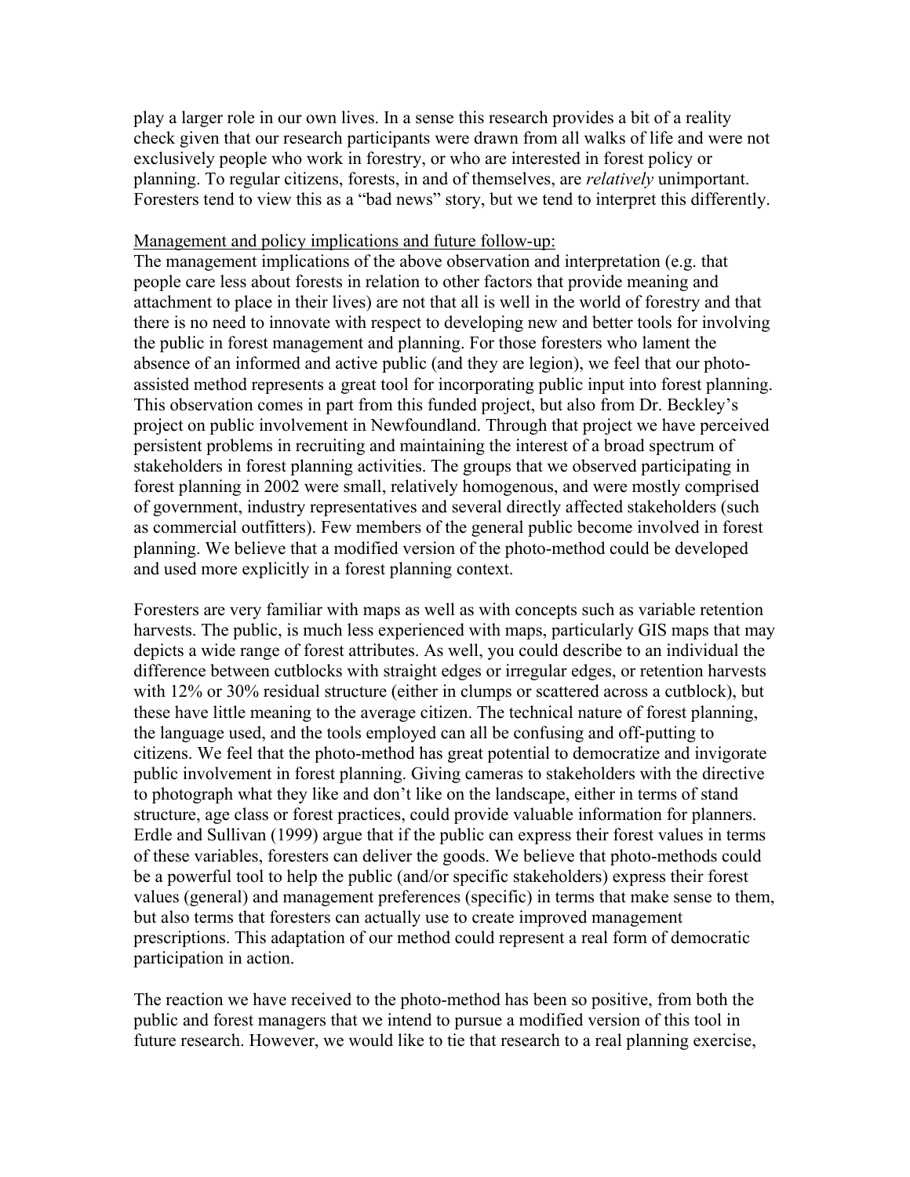play a larger role in our own lives. In a sense this research provides a bit of a reality check given that our research participants were drawn from all walks of life and were not exclusively people who work in forestry, or who are interested in forest policy or planning. To regular citizens, forests, in and of themselves, are *relatively* unimportant. Foresters tend to view this as a "bad news" story, but we tend to interpret this differently.

Management and policy implications and future follow-up:

The management implications of the above observation and interpretation (e.g. that people care less about forests in relation to other factors that provide meaning and attachment to place in their lives) are not that all is well in the world of forestry and that there is no need to innovate with respect to developing new and better tools for involving the public in forest management and planning. For those foresters who lament the absence of an informed and active public (and they are legion), we feel that our photo-assisted method represents a great tool for incorporating public input into forest planning. This observation comes in part from this funded project, but also from Dr. Beckley's project on public involvement in Newfoundland. Through that project we have perceived persistent problems in recruiting and maintaining the interest of a broad spectrum of stakeholders in forest planning activities. The groups that we observed participating in forest planning in 2002 were small, relatively homogenous, and were mostly comprised of government, industry representatives and several directly affected stakeholders (such as commercial outfitters). Few members of the general public become involved in forest planning. We believe that a modified version of the photo-method could be developed and used more explicitly in a forest planning context.

Foresters are very familiar with maps as well as with concepts such as variable retention harvests. The public, is much less experienced with maps, particularly GIS maps that may depicts a wide range of forest attributes. As well, you could describe to an individual the difference between cutblocks with straight edges or irregular edges, or retention harvests with 12% or 30% residual structure (either in clumps or scattered across a cutblock), but these have little meaning to the average citizen. The technical nature of forest planning, the language used, and the tools employed can all be confusing and off-putting to citizens. We feel that the photo-method has great potential to democratize and invigorate public involvement in forest planning. Giving cameras to stakeholders with the directive to photograph what they like and don't like on the landscape, either in terms of stand structure, age class or forest practices, could provide valuable information for planners. Erdle and Sullivan (1999) argue that if the public can express their forest values in terms of these variables, foresters can deliver the goods. We believe that photo-methods could be a powerful tool to help the public (and/or specific stakeholders) express their forest values (general) and management preferences (specific) in terms that make sense to them, but also terms that foresters can actually use to create improved management prescriptions. This adaptation of our method could represent a real form of democratic participation in action.

The reaction we have received to the photo-method has been so positive, from both the public and forest managers that we intend to pursue a modified version of this tool in future research. However, we would like to tie that research to a real planning exercise,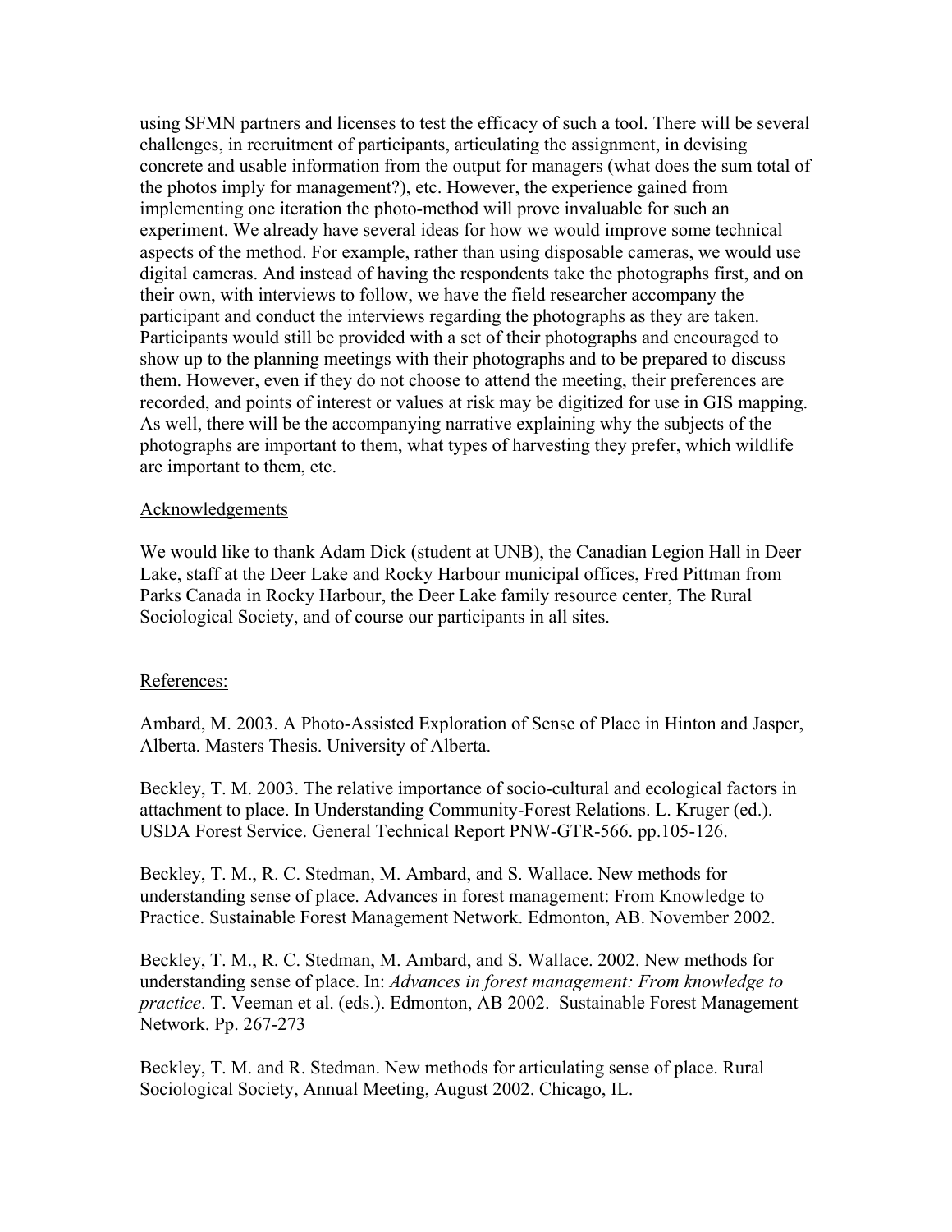using SFMN partners and licenses to test the efficacy of such a tool. There will be several challenges, in recruitment of participants, articulating the assignment, in devising concrete and usable information from the output for managers (what does the sum total of the photos imply for management?), etc. However, the experience gained from implementing one iteration the photo-method will prove invaluable for such an experiment. We already have several ideas for how we would improve some technical aspects of the method. For example, rather than using disposable cameras, we would use digital cameras. And instead of having the respondents take the photographs first, and on their own, with interviews to follow, we have the field researcher accompany the participant and conduct the interviews regarding the photographs as they are taken. Participants would still be provided with a set of their photographs and encouraged to show up to the planning meetings with their photographs and to be prepared to discuss them. However, even if they do not choose to attend the meeting, their preferences are recorded, and points of interest or values at risk may be digitized for use in GIS mapping. As well, there will be the accompanying narrative explaining why the subjects of the photographs are important to them, what types of harvesting they prefer, which wildlife are important to them, etc.

## Acknowledgements

We would like to thank Adam Dick (student at UNB), the Canadian Legion Hall in Deer Lake, staff at the Deer Lake and Rocky Harbour municipal offices, Fred Pittman from Parks Canada in Rocky Harbour, the Deer Lake family resource center, The Rural Sociological Society, and of course our participants in all sites.

## References:

Ambard, M. 2003. A Photo-Assisted Exploration of Sense of Place in Hinton and Jasper, Alberta. Masters Thesis. University of Alberta.

Beckley, T. M. 2003. The relative importance of socio-cultural and ecological factors in attachment to place. In Understanding Community-Forest Relations. L. Kruger (ed.). USDA Forest Service. General Technical Report PNW-GTR-566. pp.105-126.

Beckley, T. M., R. C. Stedman, M. Ambard, and S. Wallace. New methods for understanding sense of place. Advances in forest management: From Knowledge to Practice. Sustainable Forest Management Network. Edmonton, AB. November 2002.

Beckley, T. M., R. C. Stedman, M. Ambard, and S. Wallace. 2002. New methods for understanding sense of place. In: *Advances in forest management: From knowledge to practice*. T. Veeman et al. (eds.). Edmonton, AB 2002. Sustainable Forest Management Network. Pp. 267-273

Beckley, T. M. and R. Stedman. New methods for articulating sense of place. Rural Sociological Society, Annual Meeting, August 2002. Chicago, IL.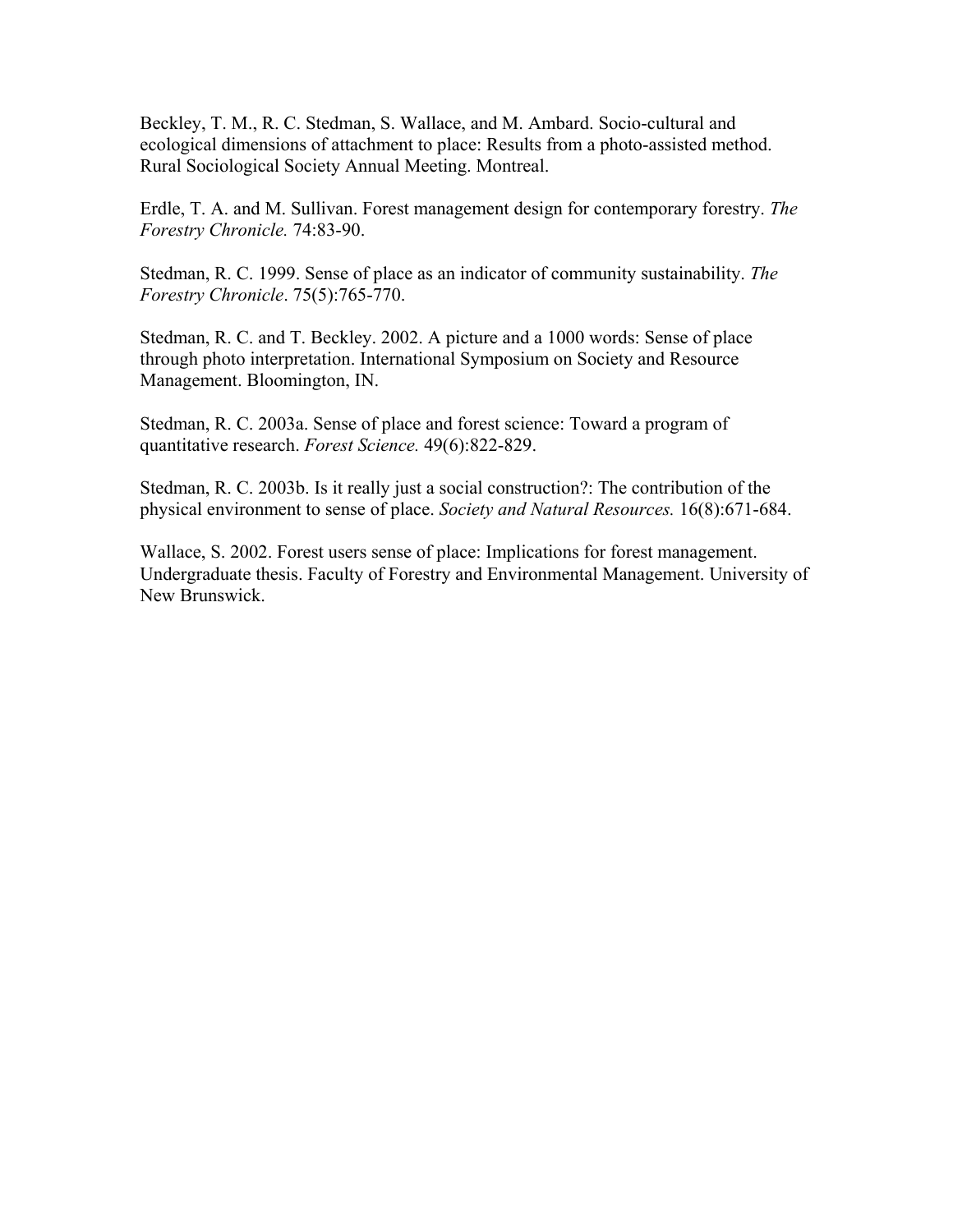Beckley, T. M., R. C. Stedman, S. Wallace, and M. Ambard. Socio-cultural and ecological dimensions of attachment to place: Results from a photo-assisted method. Rural Sociological Society Annual Meeting. Montreal.

Erdle, T. A. and M. Sullivan. Forest management design for contemporary forestry. *The Forestry Chronicle.* 74:83-90.

Stedman, R. C. 1999. Sense of place as an indicator of community sustainability. *The Forestry Chronicle*. 75(5):765-770.

Stedman, R. C. and T. Beckley. 2002. A picture and a 1000 words: Sense of place through photo interpretation. International Symposium on Society and Resource Management. Bloomington, IN.

Stedman, R. C. 2003a. Sense of place and forest science: Toward a program of quantitative research. *Forest Science.* 49(6):822-829.

Stedman, R. C. 2003b. Is it really just a social construction?: The contribution of the physical environment to sense of place. *Society and Natural Resources.* 16(8):671-684.

Wallace, S. 2002. Forest users sense of place: Implications for forest management. Undergraduate thesis. Faculty of Forestry and Environmental Management. University of New Brunswick.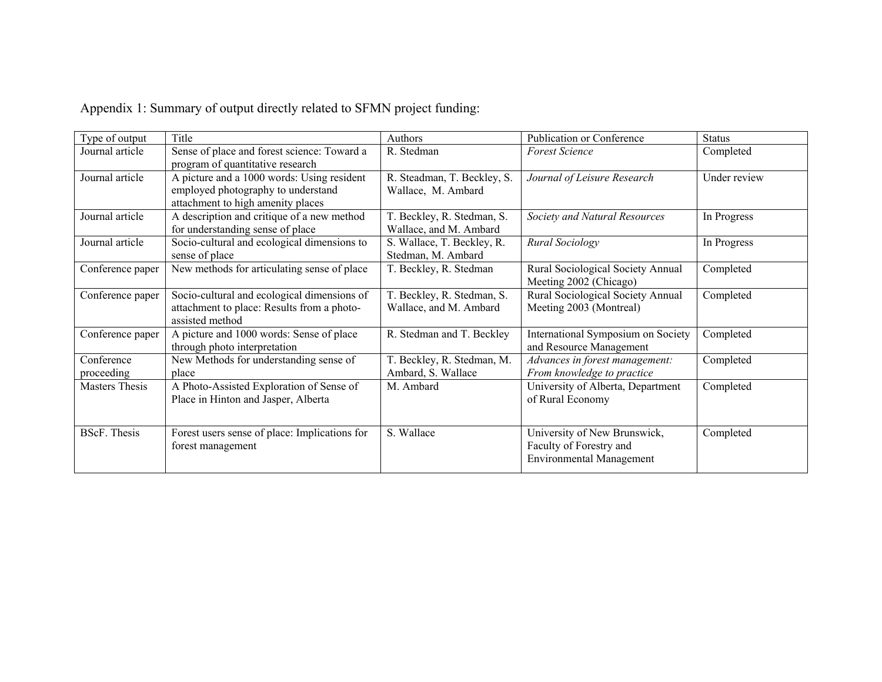Appendix 1: Summary of output directly related to SFMN project funding:

| Type of output | Title | Authors | Publication or Conference | Status |
|---|---|---|---|---|
| Journal article | Sense of place and forest science: Toward a program of quantitative research | R. Stedman | *Forest Science* | Completed |
| Journal article | A picture and a 1000 words: Using resident employed photography to understand attachment to high amenity places | R. Steadman, T. Beckley, S. Wallace, M. Ambard | *Journal of Leisure Research* | Under review |
| Journal article | A description and critique of a new method for understanding sense of place | T. Beckley, R. Stedman, S. Wallace, and M. Ambard | *Society and Natural Resources* | In Progress |
| Journal article | Socio-cultural and ecological dimensions to sense of place | S. Wallace, T. Beckley, R. Stedman, M. Ambard | *Rural Sociology* | In Progress |
| Conference paper | New methods for articulating sense of place | T. Beckley, R. Stedman | Rural Sociological Society Annual Meeting 2002 (Chicago) | Completed |
| Conference paper | Socio-cultural and ecological dimensions of attachment to place: Results from a photo-assisted method | T. Beckley, R. Stedman, S. Wallace, and M. Ambard | Rural Sociological Society Annual Meeting 2003 (Montreal) | Completed |
| Conference paper | A picture and 1000 words: Sense of place through photo interpretation | R. Stedman and T. Beckley | International Symposium on Society and Resource Management | Completed |
| Conference proceeding | New Methods for understanding sense of place | T. Beckley, R. Stedman, M. Ambard, S. Wallace | *Advances in forest management: From knowledge to practice* | Completed |
| Masters Thesis | A Photo-Assisted Exploration of Sense of Place in Hinton and Jasper, Alberta | M. Ambard | University of Alberta, Department of Rural Economy | Completed |
| BScF. Thesis | Forest users sense of place: Implications for forest management | S. Wallace | University of New Brunswick, Faculty of Forestry and Environmental Management | Completed |